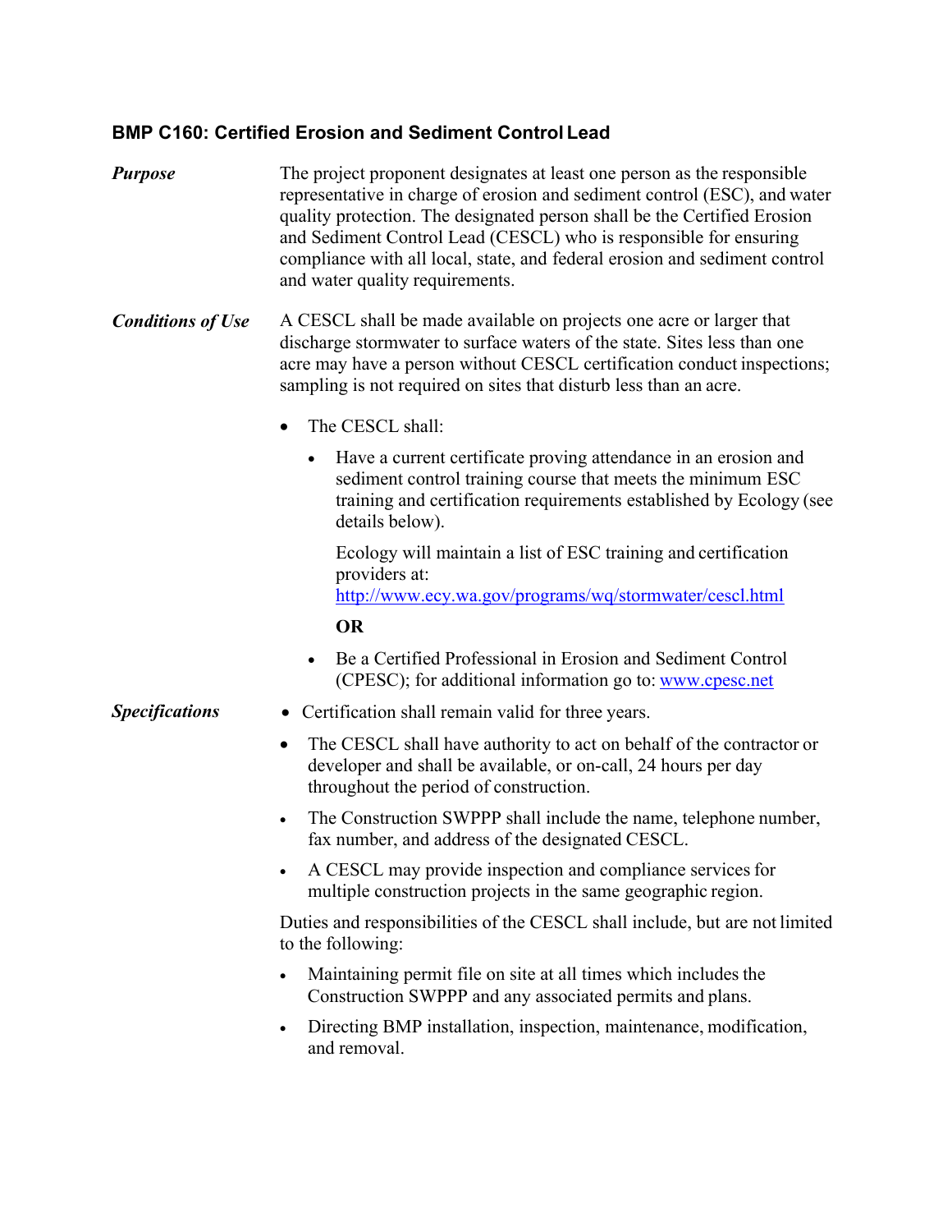### BMP C160: Certified Erosion and Sediment Control Lead

***Purpose***

The project proponent designates at least one person as the responsible representative in charge of erosion and sediment control (ESC), and water quality protection. The designated person shall be the Certified Erosion and Sediment Control Lead (CESCL) who is responsible for ensuring compliance with all local, state, and federal erosion and sediment control and water quality requirements.

***Conditions of Use***

A CESCL shall be made available on projects one acre or larger that discharge stormwater to surface waters of the state. Sites less than one acre may have a person without CESCL certification conduct inspections; sampling is not required on sites that disturb less than an acre.

- The CESCL shall:
  - Have a current certificate proving attendance in an erosion and sediment control training course that meets the minimum ESC training and certification requirements established by Ecology (see details below).

    Ecology will maintain a list of ESC training and certification providers at: http://www.ecy.wa.gov/programs/wq/stormwater/cescl.html

    **OR**

  - Be a Certified Professional in Erosion and Sediment Control (CPESC); for additional information go to: www.cpesc.net

***Specifications***

- Certification shall remain valid for three years.
- The CESCL shall have authority to act on behalf of the contractor or developer and shall be available, or on-call, 24 hours per day throughout the period of construction.
- The Construction SWPPP shall include the name, telephone number, fax number, and address of the designated CESCL.
- A CESCL may provide inspection and compliance services for multiple construction projects in the same geographic region.

Duties and responsibilities of the CESCL shall include, but are not limited to the following:

- Maintaining permit file on site at all times which includes the Construction SWPPP and any associated permits and plans.
- Directing BMP installation, inspection, maintenance, modification, and removal.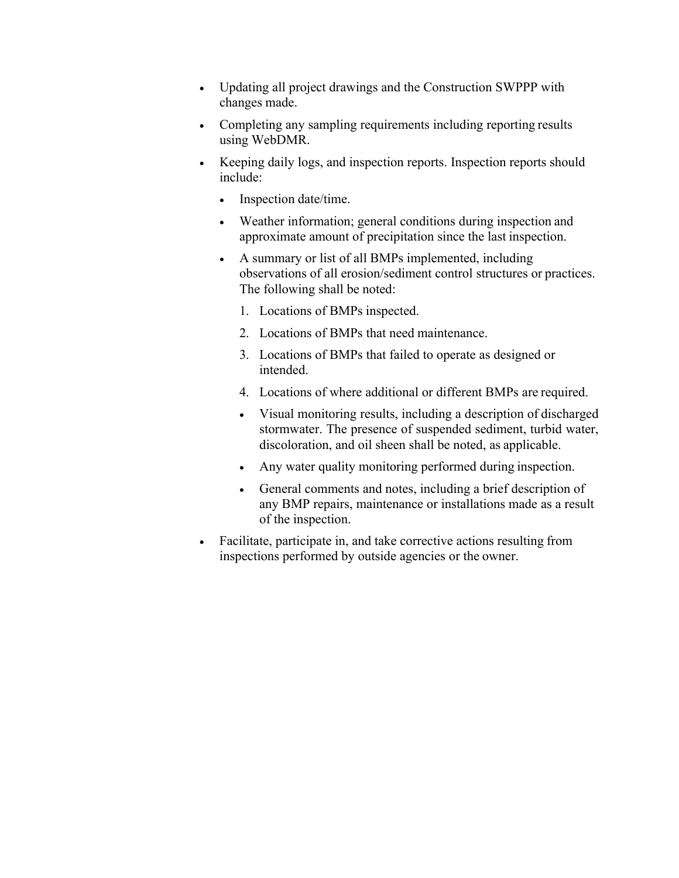- Updating all project drawings and the Construction SWPPP with changes made.
- Completing any sampling requirements including reporting results using WebDMR.
- Keeping daily logs, and inspection reports. Inspection reports should include:
  - Inspection date/time.
  - Weather information; general conditions during inspection and approximate amount of precipitation since the last inspection.
  - A summary or list of all BMPs implemented, including observations of all erosion/sediment control structures or practices. The following shall be noted:
    1. Locations of BMPs inspected.
    2. Locations of BMPs that need maintenance.
    3. Locations of BMPs that failed to operate as designed or intended.
    4. Locations of where additional or different BMPs are required.
    - Visual monitoring results, including a description of discharged stormwater. The presence of suspended sediment, turbid water, discoloration, and oil sheen shall be noted, as applicable.
    - Any water quality monitoring performed during inspection.
    - General comments and notes, including a brief description of any BMP repairs, maintenance or installations made as a result of the inspection.
- Facilitate, participate in, and take corrective actions resulting from inspections performed by outside agencies or the owner.